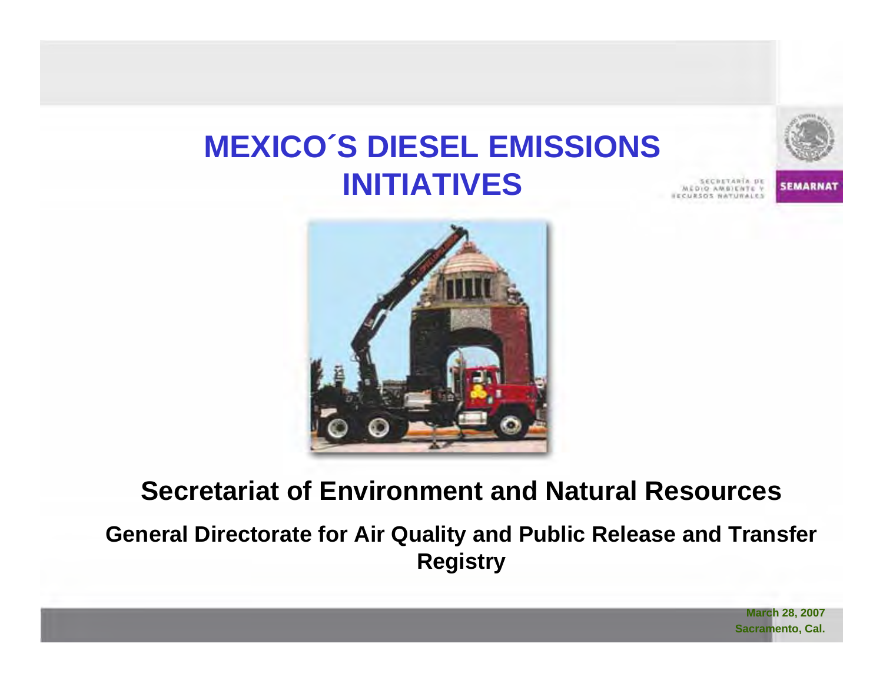# MEXICO´S DIESEL EMISSIONS INITIATIVES

SECRETARÍA DE MEDIO AMBIENTE Y RECURSOS NATURALES

SEMARNAT

## Secretariat of Environment and Natural Resources

### General Directorate for Air Quality and Public Release and Transfer Registry

March 28, 2007
Sacramento, Cal.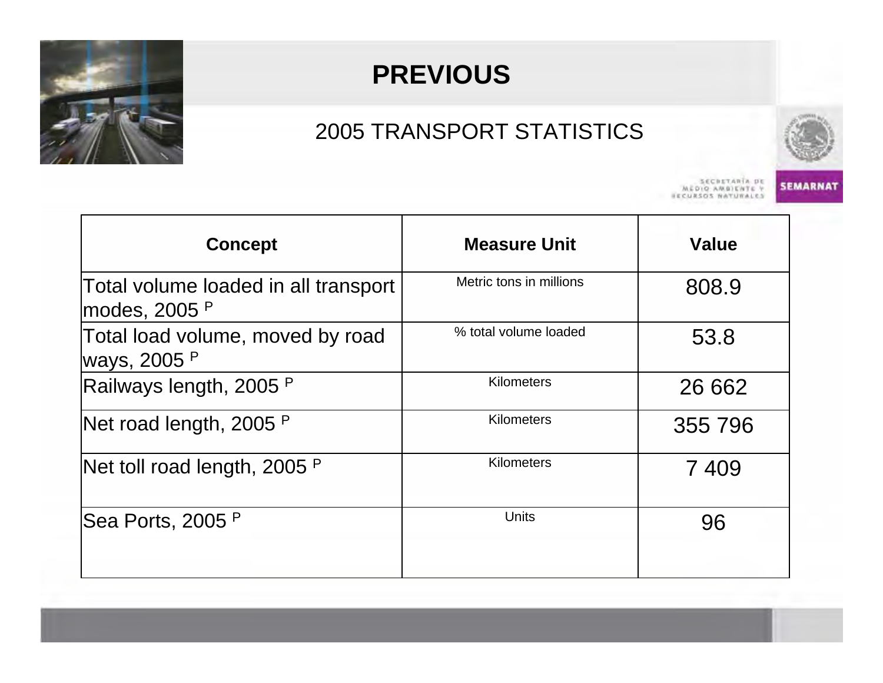# PREVIOUS

## 2005 TRANSPORT STATISTICS

SECRETARÍA DE MEDIO AMBIENTE Y RECURSOS NATURALES

SEMARNAT

| Concept | Measure Unit | Value |
|---|---|---|
| Total volume loaded in all transport modes, 2005 P | Metric tons in millions | 808.9 |
| Total load volume, moved by road ways, 2005 P | % total volume loaded | 53.8 |
| Railways length, 2005 P | Kilometers | 26 662 |
| Net road length, 2005 P | Kilometers | 355 796 |
| Net toll road length, 2005 P | Kilometers | 7 409 |
| Sea Ports, 2005 P | Units | 96 |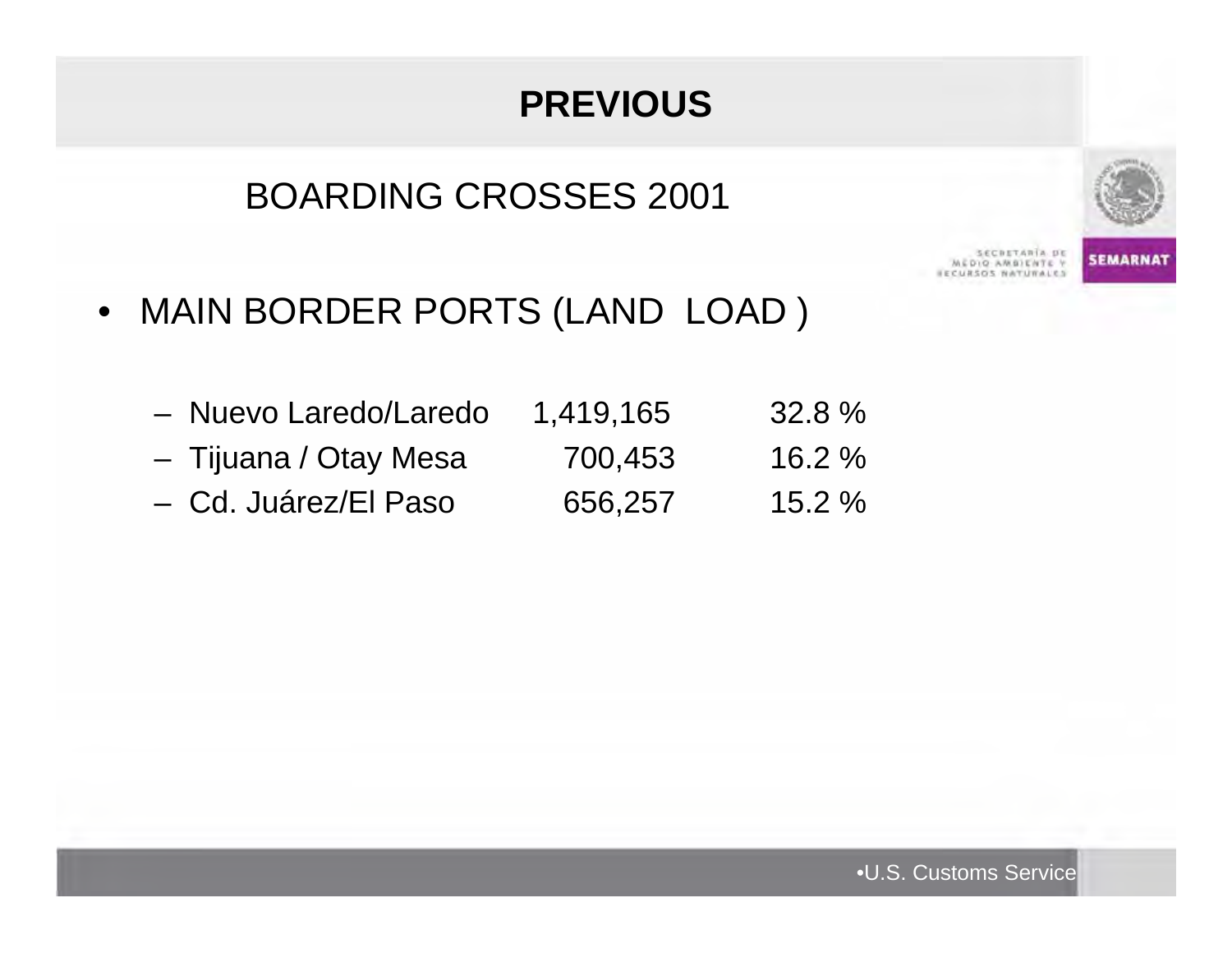# PREVIOUS

## BOARDING CROSSES 2001

- MAIN BORDER PORTS (LAND LOAD )
  - Nuevo Laredo/Laredo 1,419,165 32.8 %
  - Tijuana / Otay Mesa 700,453 16.2 %
  - Cd. Juárez/El Paso 656,257 15.2 %

•U.S. Customs Service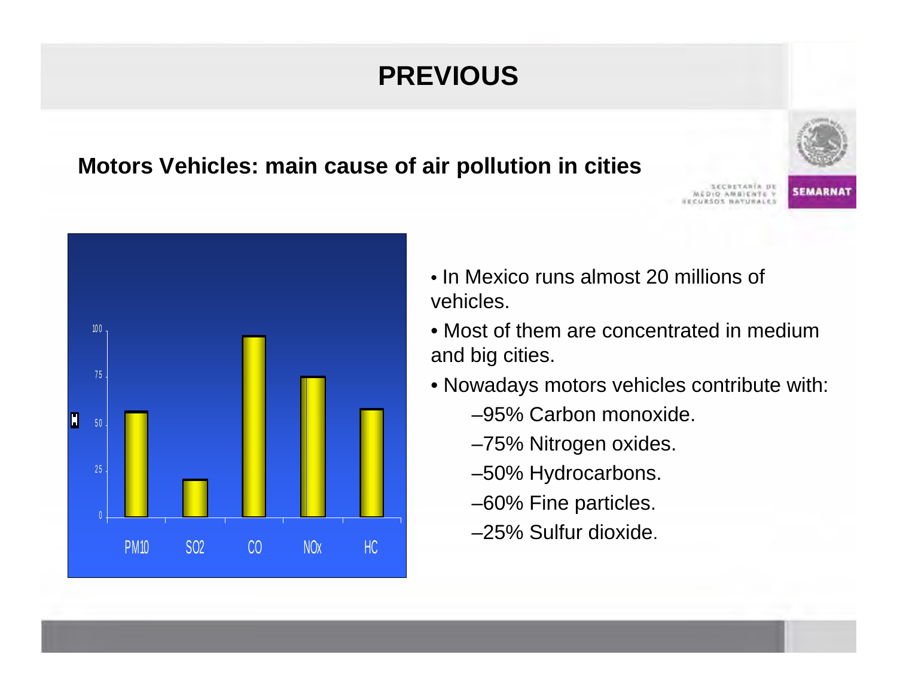# PREVIOUS

**Motors Vehicles: main cause of air pollution in cities**

| | PM10 | SO2 | CO | NOx | HC |
|---|---|---|---|---|---|

- In Mexico runs almost 20 millions of vehicles.
- Most of them are concentrated in medium and big cities.
- Nowadays motors vehicles contribute with:
  - –95% Carbon monoxide.
  - –75% Nitrogen oxides.
  - –50% Hydrocarbons.
  - –60% Fine particles.
  - –25% Sulfur dioxide.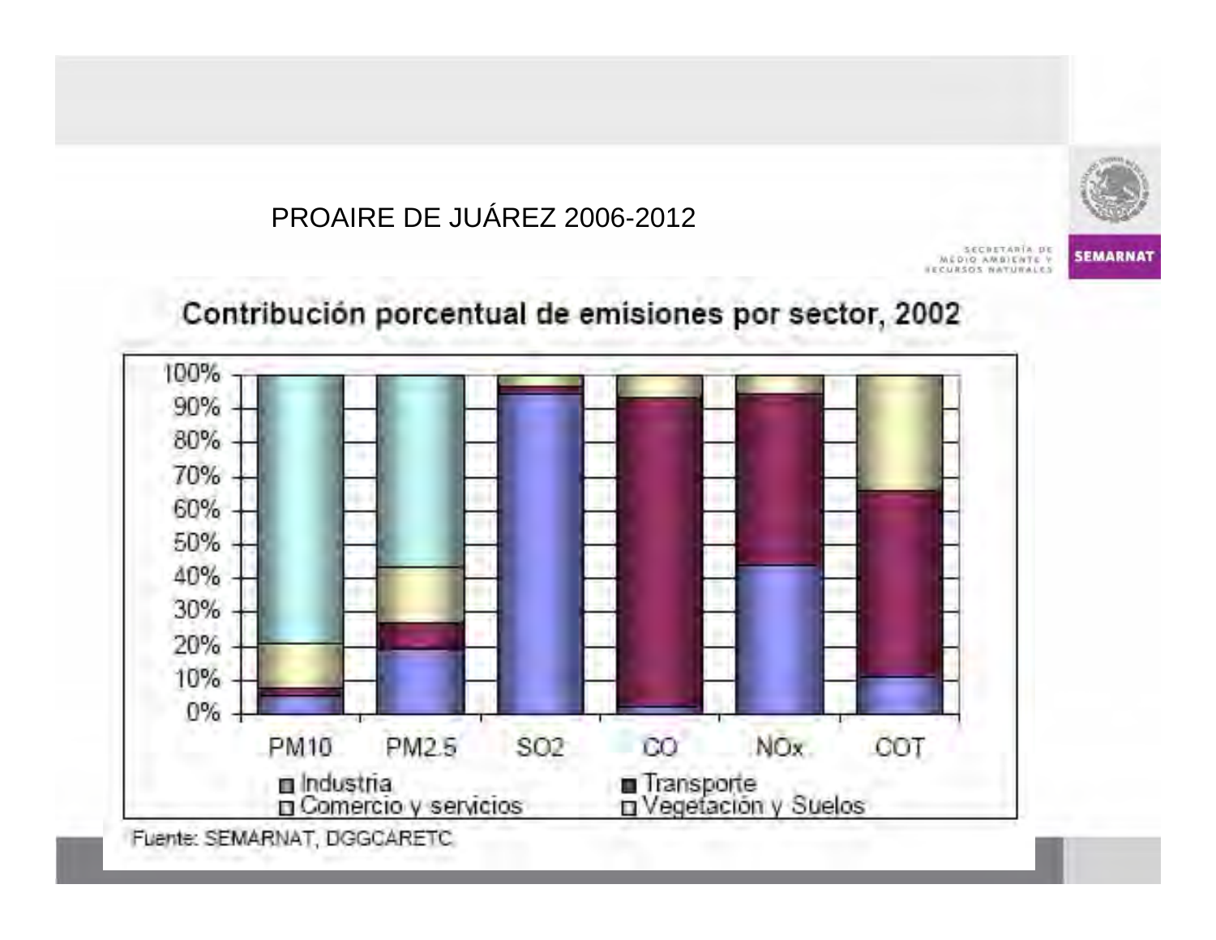PROAIRE DE JUÁREZ 2006-2012

SECRETARÍA DE MEDIO AMBIENTE Y RECURSOS NATURALES

SEMARNAT

## Contribución porcentual de emisiones por sector, 2002

100%
90%
80%
70%
60%
50%
40%
30%
20%
10%
0%

PM10 PM2.5 SO2 CO NOx COT

Industria
Transporte
Comercio y servicios
Vegetación y Suelos

Fuente: SEMARNAT, DGGCARETC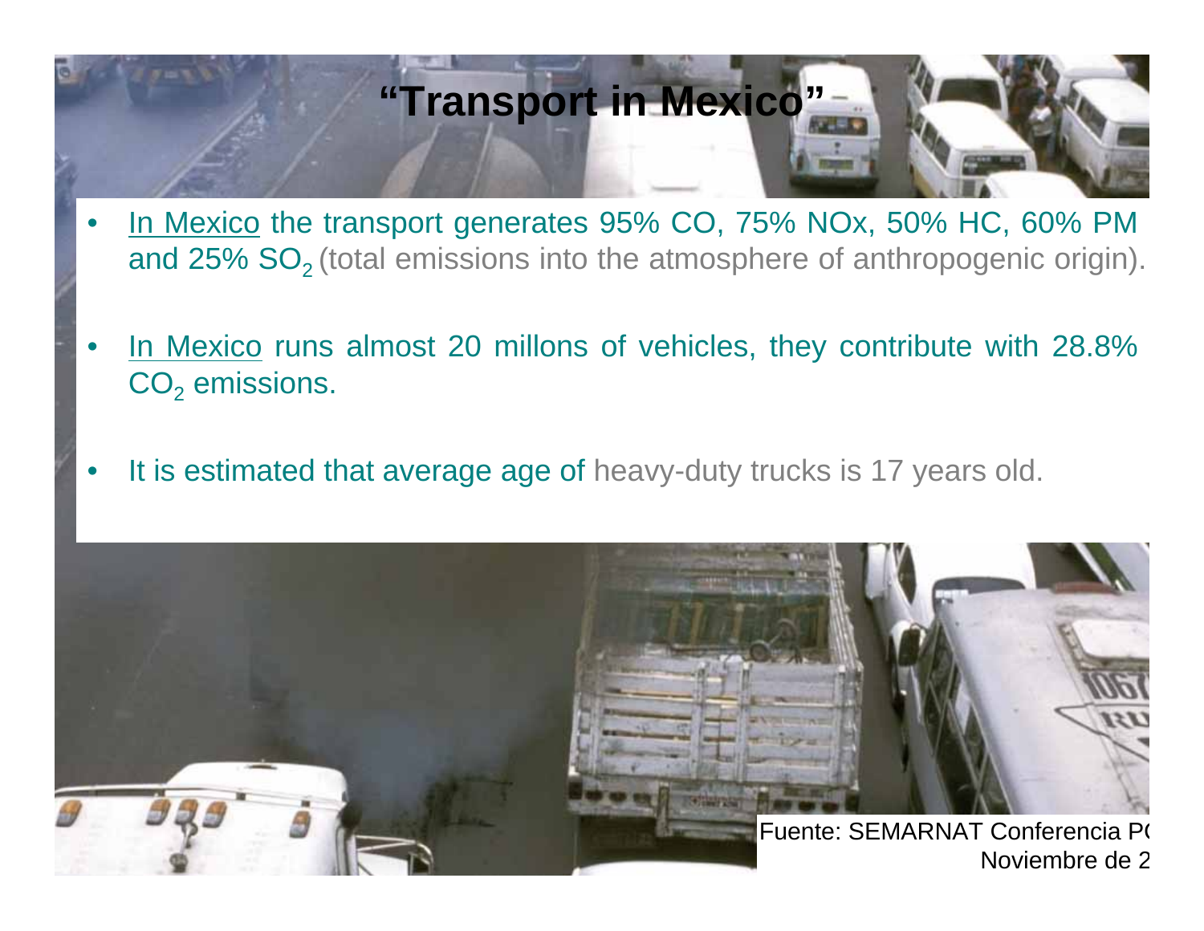# "Transport in Mexico"

- In Mexico the transport generates 95% CO, 75% NOx, 50% HC, 60% PM and 25% $SO_2$ (total emissions into the atmosphere of anthropogenic origin).
- In Mexico runs almost 20 millons of vehicles, they contribute with 28.8% $CO_2$ emissions.
- It is estimated that average age of heavy-duty trucks is 17 years old.

Fuente: SEMARNAT Conferencia P( Noviembre de 2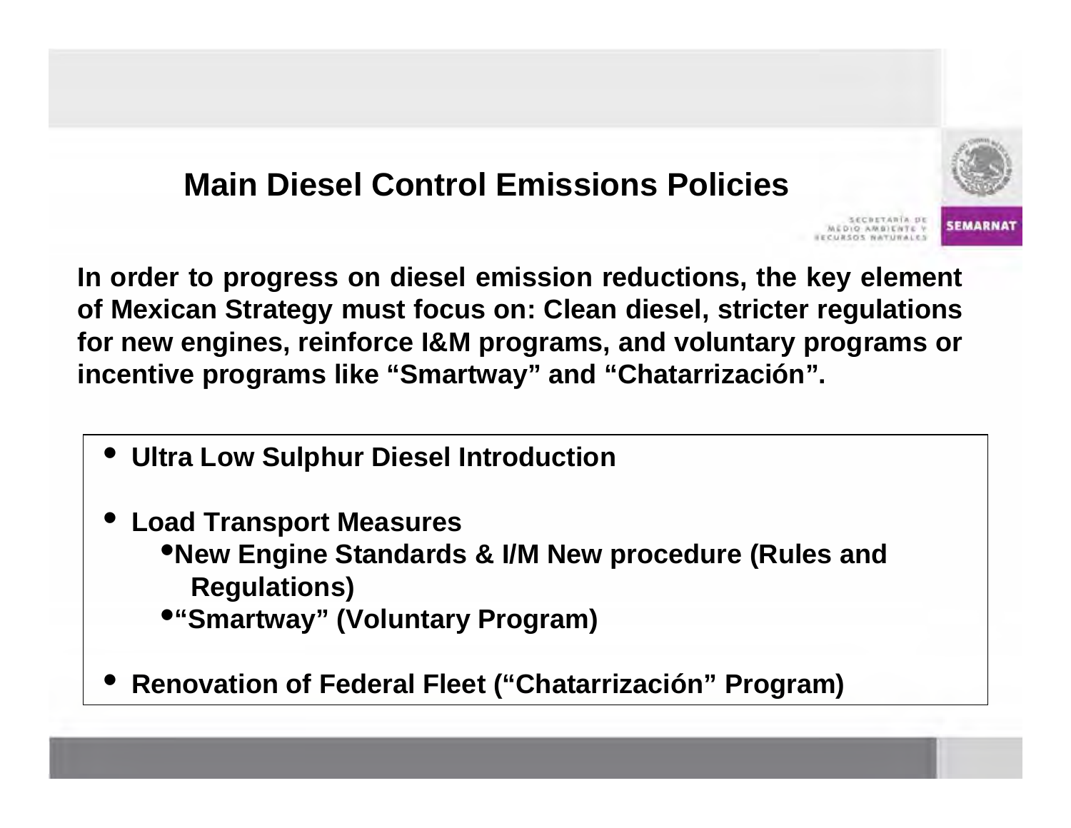## Main Diesel Control Emissions Policies

**In order to progress on diesel emission reductions, the key element of Mexican Strategy must focus on: Clean diesel, stricter regulations for new engines, reinforce I&M programs, and voluntary programs or incentive programs like "Smartway" and "Chatarrización".**

- **Ultra Low Sulphur Diesel Introduction**
- **Load Transport Measures**
  - **New Engine Standards & I/M New procedure (Rules and Regulations)**
  - **"Smartway" (Voluntary Program)**
- **Renovation of Federal Fleet ("Chatarrización" Program)**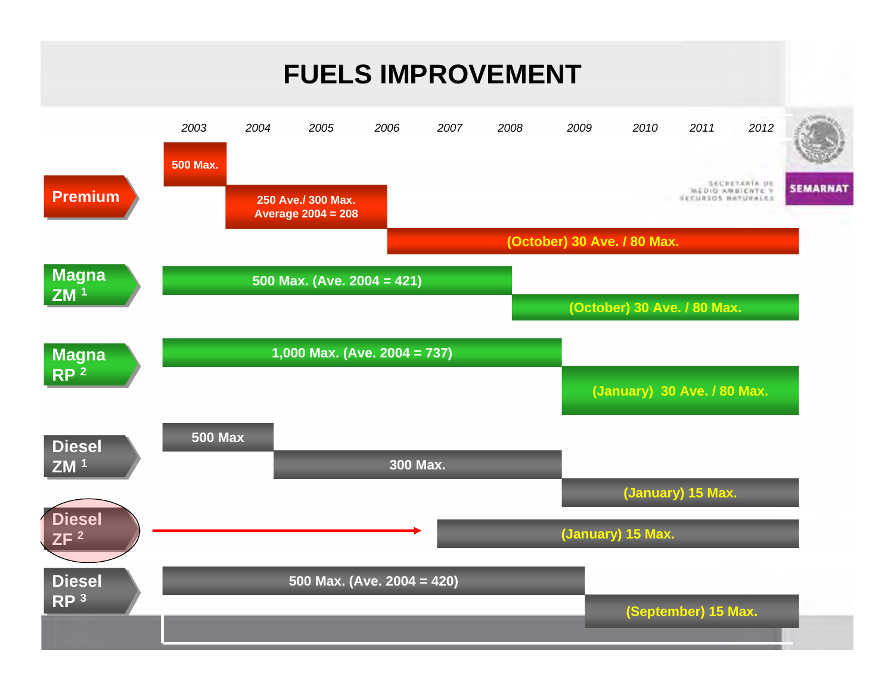# FUELS IMPROVEMENT

SECRETARÍA DE MEDIO AMBIENTE Y RECURSOS NATURALES — SEMARNAT

| Fuel | 2003 | 2004 | 2005 | 2006 | 2007 | 2008 | 2009 | 2010 | 2011 | 2012 |
|---|---|---|---|---|---|---|---|---|---|---|
| Premium | 500 Max. | 250 Ave./ 300 Max. Average 2004 = 208 | | (October) 30 Ave. / 80 Max. | | | | | | |
| Magna ZM [1] | 500 Max. (Ave. 2004 = 421) | | | | | (October) 30 Ave. / 80 Max. | | | | |
| Magna RP [2] | 1,000 Max. (Ave. 2004 = 737) | | | | | | (January) 30 Ave. / 80 Max. | | | |
| Diesel ZM [1] | 500 Max | 300 Max. | | | | | (January) 15 Max. | | | |
| Diesel ZF [2] | → | | | | (January) 15 Max. | | | | | |
| Diesel RP [3] | 500 Max. (Ave. 2004 = 420) | | | | | | (September) 15 Max. | | | |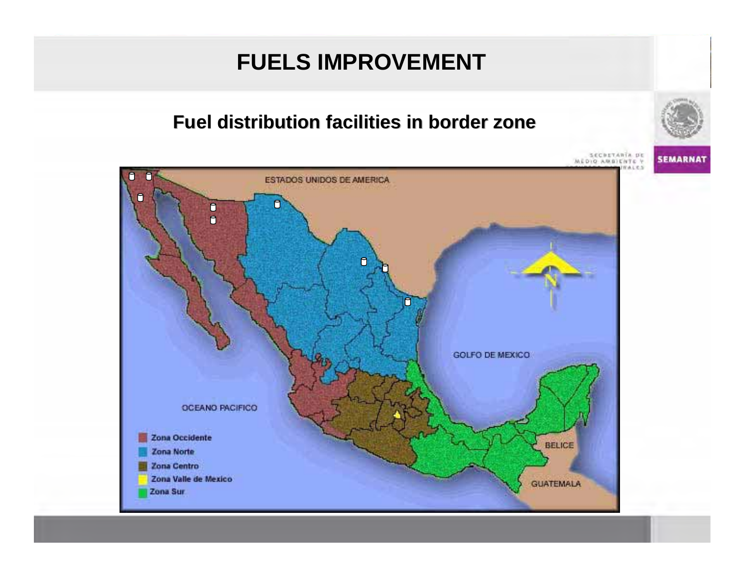# FUELS IMPROVEMENT

## Fuel distribution facilities in border zone

ESTADOS UNIDOS DE AMERICA

GOLFO DE MEXICO

OCEANO PACIFICO

BELICE

GUATEMALA

- Zona Occidente
- Zona Norte
- Zona Centro
- Zona Valle de Mexico
- Zona Sur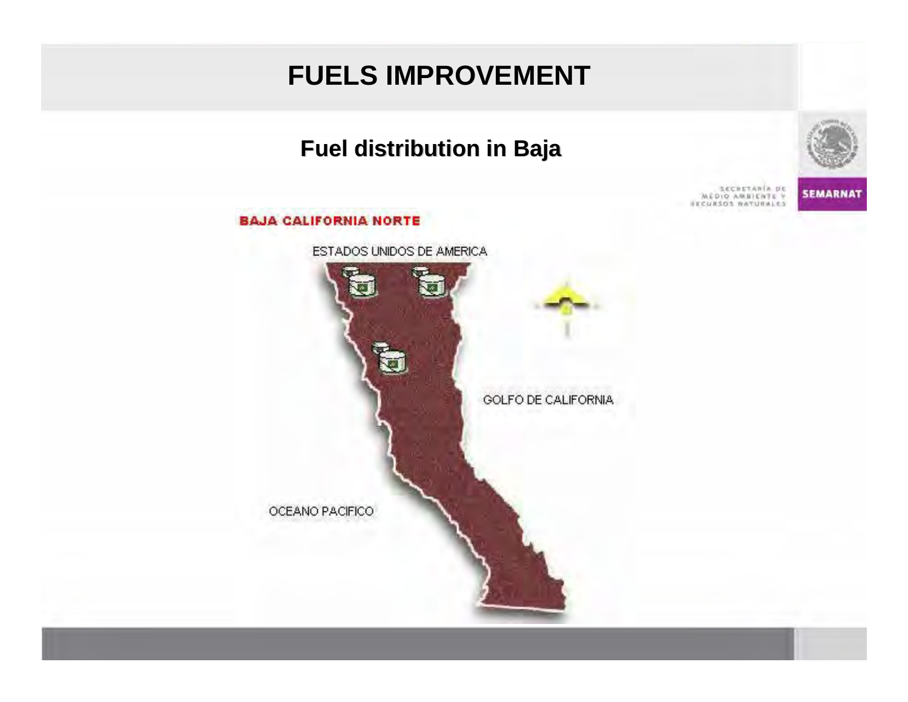# FUELS IMPROVEMENT

## Fuel distribution in Baja

SECRETARÍA DE MEDIO AMBIENTE Y RECURSOS NATURALES

SEMARNAT

BAJA CALIFORNIA NORTE

ESTADOS UNIDOS DE AMERICA

GOLFO DE CALIFORNIA

OCEANO PACIFICO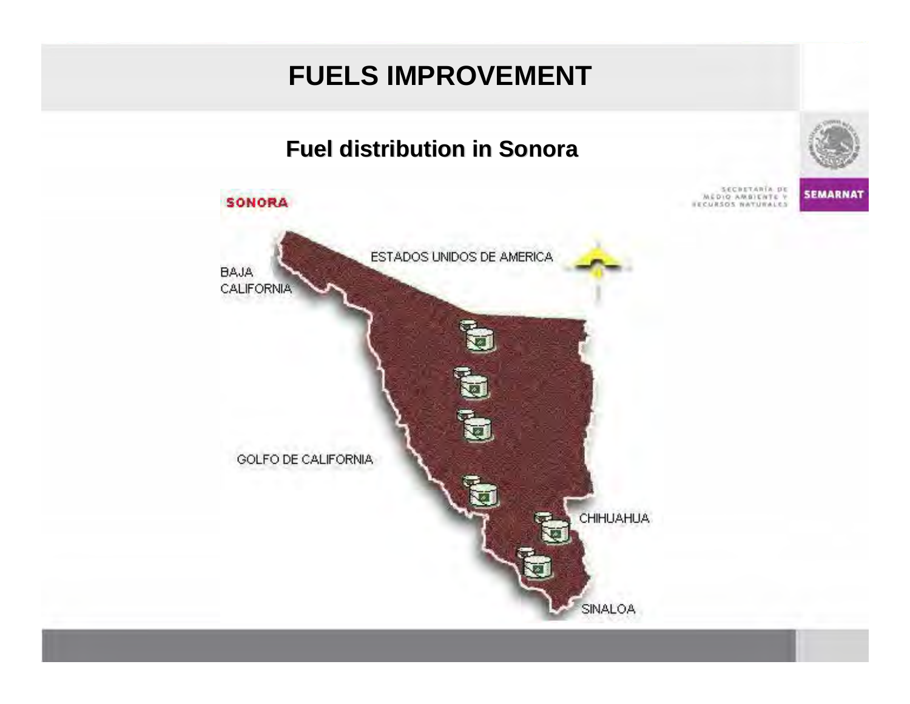# FUELS IMPROVEMENT

## Fuel distribution in Sonora

SONORA

ESTADOS UNIDOS DE AMERICA

BAJA CALIFORNIA

GOLFO DE CALIFORNIA

CHIHUAHUA

SINALOA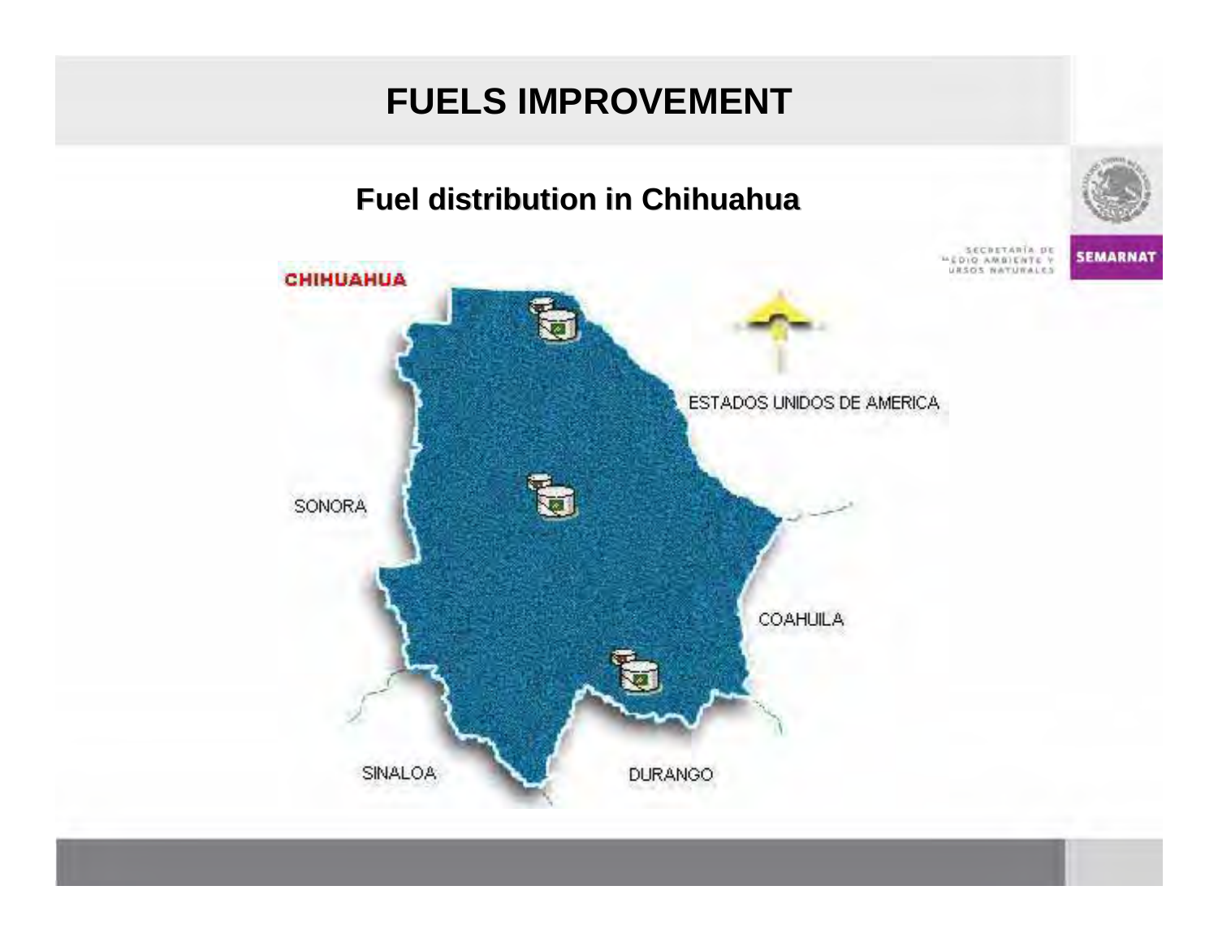# FUELS IMPROVEMENT

## Fuel distribution in Chihuahua

CHIHUAHUA

ESTADOS UNIDOS DE AMERICA

SONORA

COAHUILA

SINALOA

DURANGO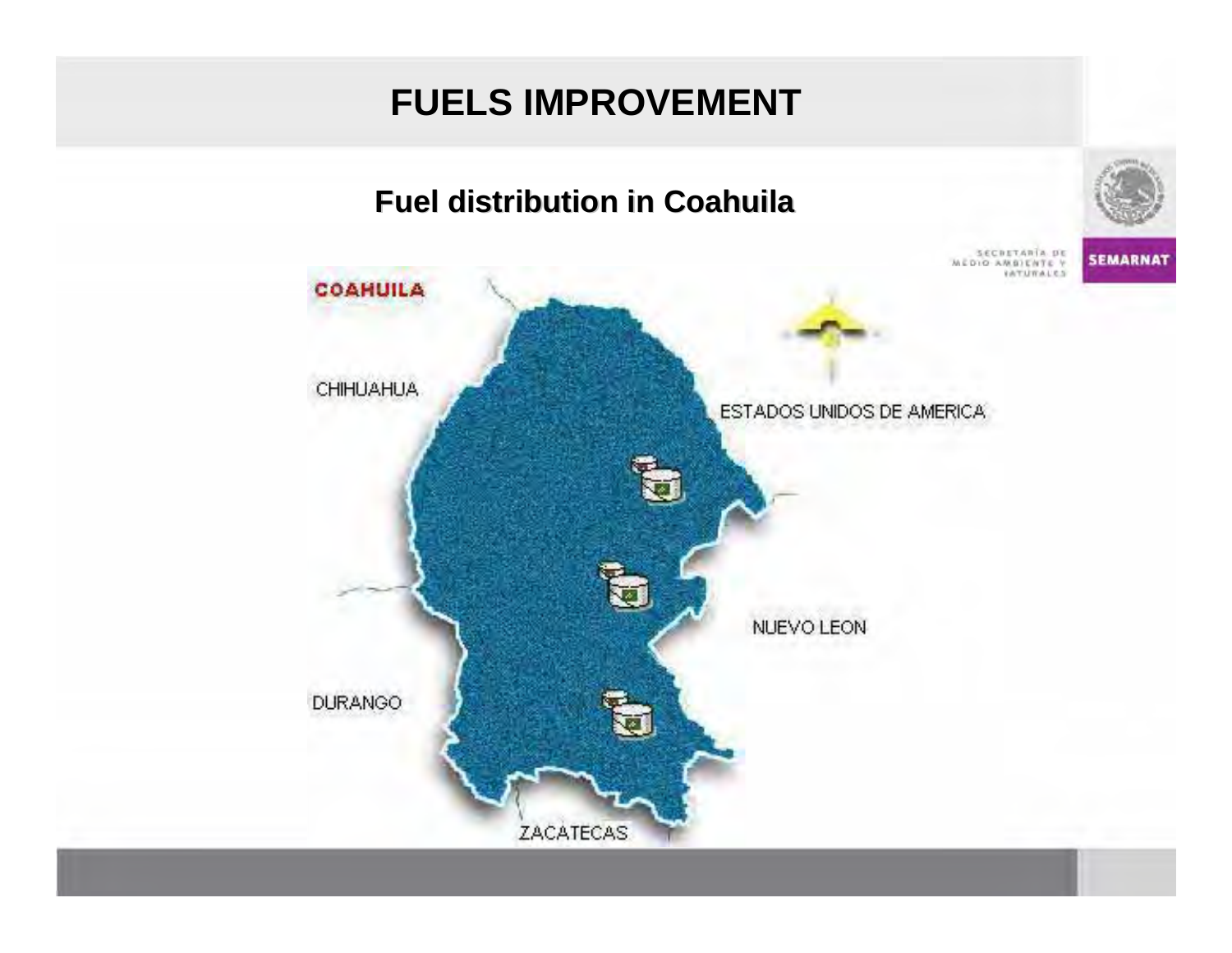# FUELS IMPROVEMENT

## Fuel distribution in Coahuila

COAHUILA

CHIHUAHUA

ESTADOS UNIDOS DE AMERICA

NUEVO LEON

DURANGO

ZACATECAS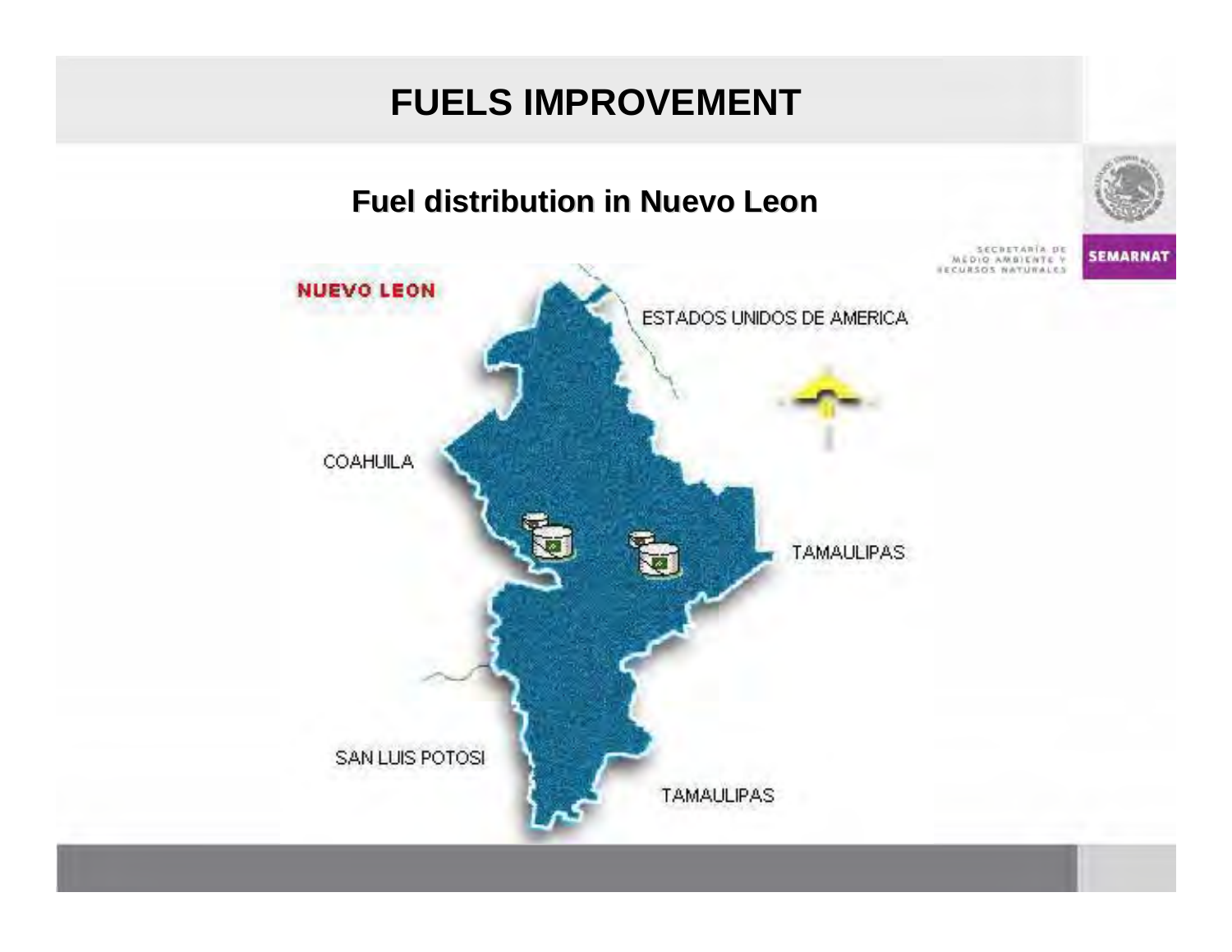# FUELS IMPROVEMENT

## Fuel distribution in Nuevo Leon

NUEVO LEON

ESTADOS UNIDOS DE AMERICA

COAHUILA

TAMAULIPAS

SAN LUIS POTOSI

TAMAULIPAS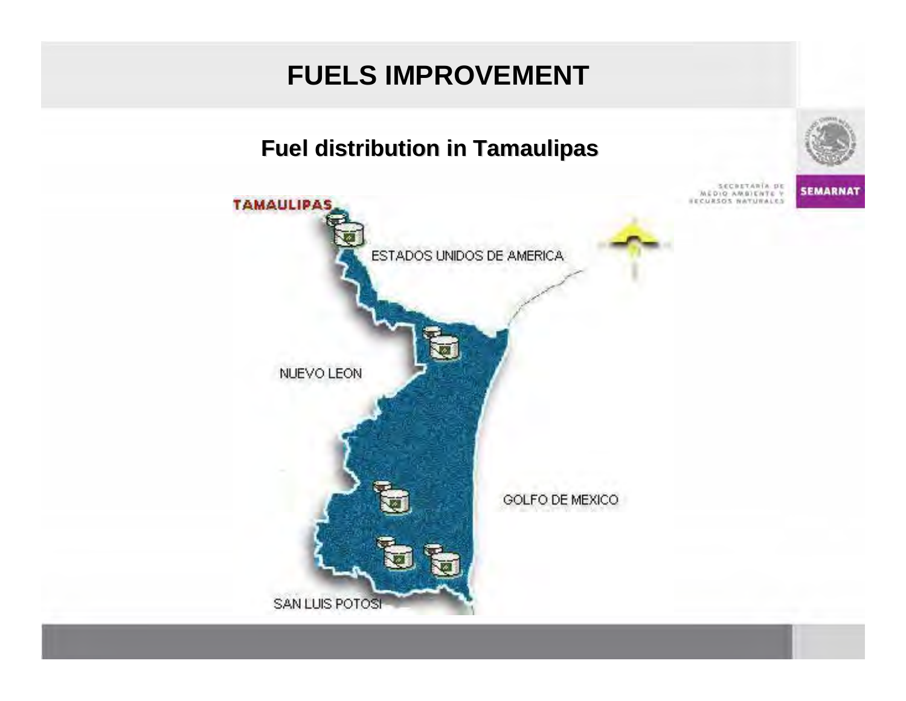# FUELS IMPROVEMENT

## Fuel distribution in Tamaulipas

TAMAULIPAS

ESTADOS UNIDOS DE AMERICA

NUEVO LEON

GOLFO DE MEXICO

SAN LUIS POTOSI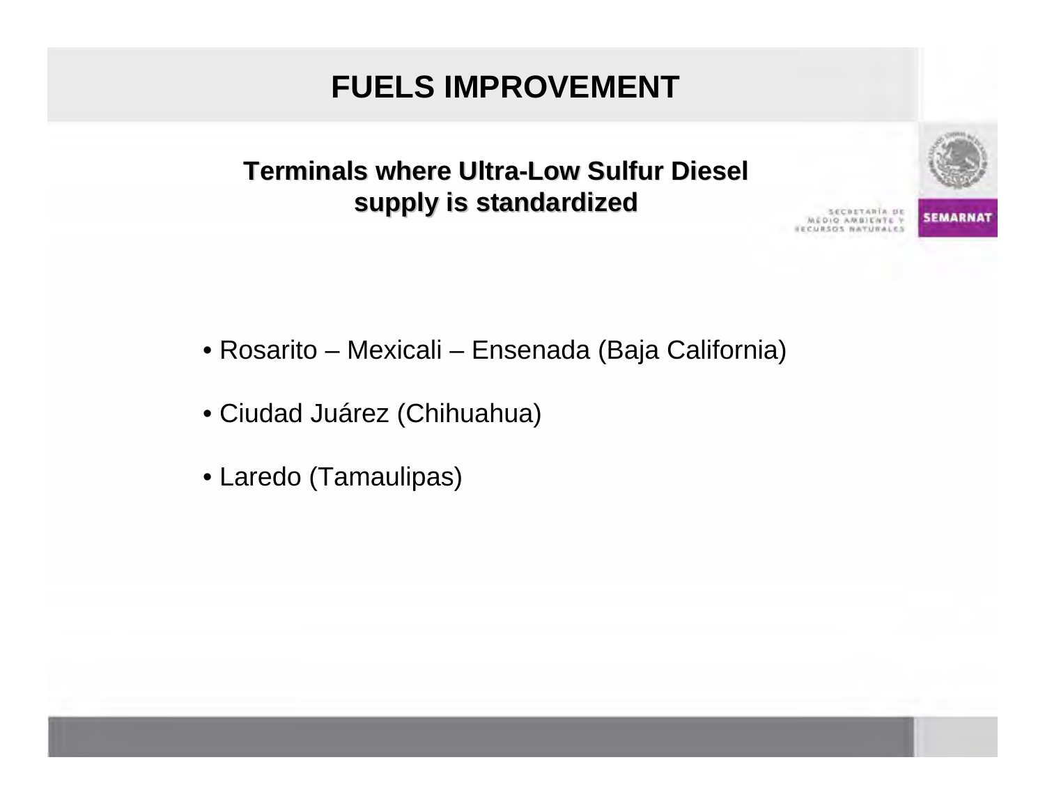# FUELS IMPROVEMENT

## Terminals where Ultra-Low Sulfur Diesel supply is standardized

- Rosarito – Mexicali – Ensenada (Baja California)
- Ciudad Juárez (Chihuahua)
- Laredo (Tamaulipas)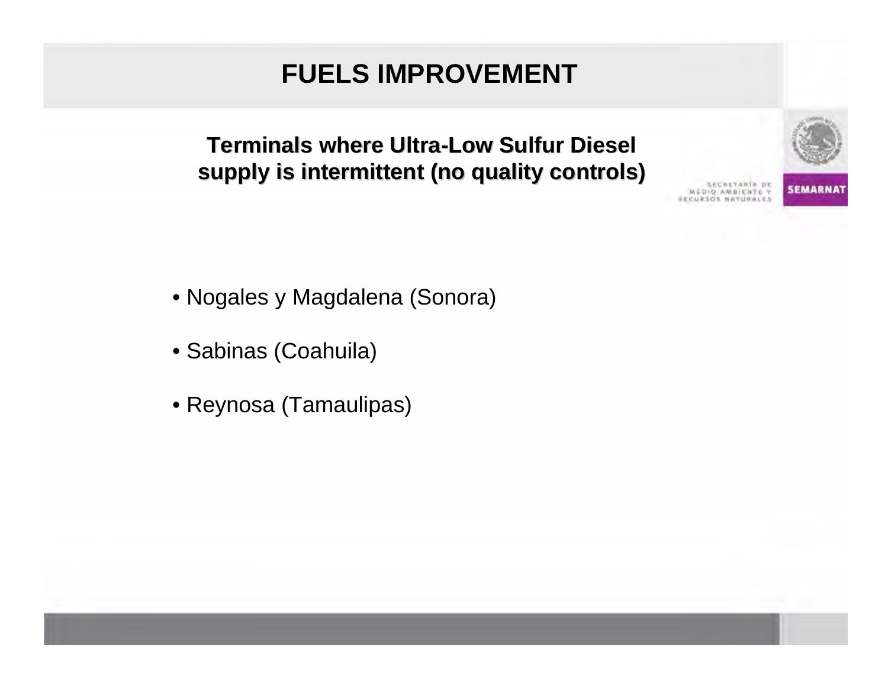# FUELS IMPROVEMENT

## Terminals where Ultra-Low Sulfur Diesel supply is intermittent (no quality controls)

- Nogales y Magdalena (Sonora)
- Sabinas (Coahuila)
- Reynosa (Tamaulipas)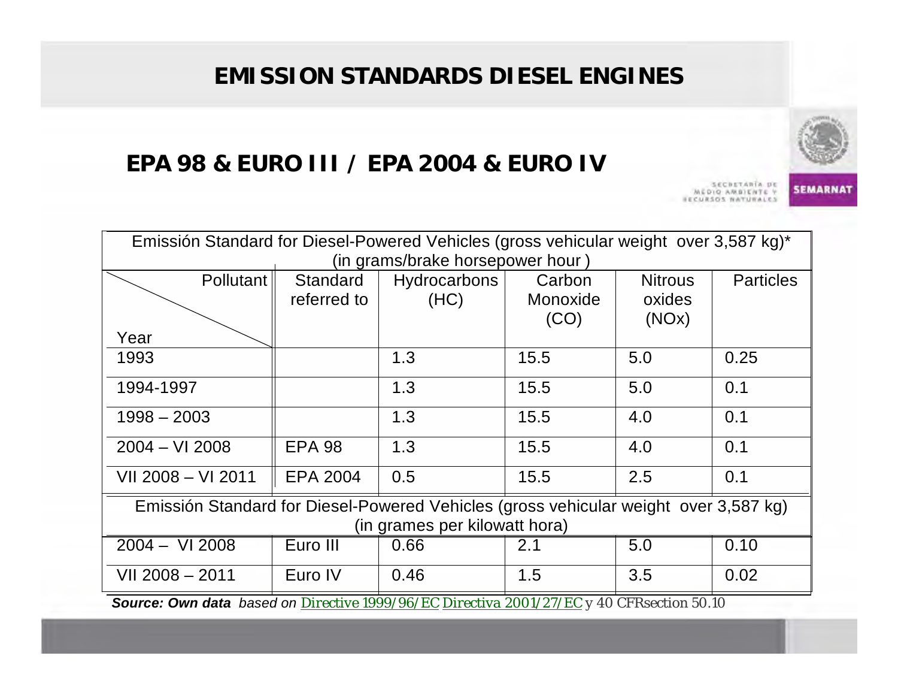# EMISSION STANDARDS DIESEL ENGINES

## EPA 98 & EURO III / EPA 2004 & EURO IV

| Emissión Standard for Diesel-Powered Vehicles (gross vehicular weight over 3,587 kg)* (in grams/brake horsepower hour ) | | | | | |
|---|---|---|---|---|---|
| Pollutant / Year | Standard referred to | Hydrocarbons (HC) | Carbon Monoxide (CO) | Nitrous oxides (NOx) | Particles |
| 1993 | | 1.3 | 15.5 | 5.0 | 0.25 |
| 1994-1997 | | 1.3 | 15.5 | 5.0 | 0.1 |
| 1998 – 2003 | | 1.3 | 15.5 | 4.0 | 0.1 |
| 2004 – VI 2008 | EPA 98 | 1.3 | 15.5 | 4.0 | 0.1 |
| VII 2008 – VI 2011 | EPA 2004 | 0.5 | 15.5 | 2.5 | 0.1 |
| Emissión Standard for Diesel-Powered Vehicles (gross vehicular weight over 3,587 kg) (in grames per kilowatt hora) | | | | | |
| 2004 – VI 2008 | Euro III | 0.66 | 2.1 | 5.0 | 0.10 |
| VII 2008 – 2011 | Euro IV | 0.46 | 1.5 | 3.5 | 0.02 |

***Source: Own data*** *based on* Directive 1999/96/EC Directiva 2001/27/EC y 40 CFRsection 50.10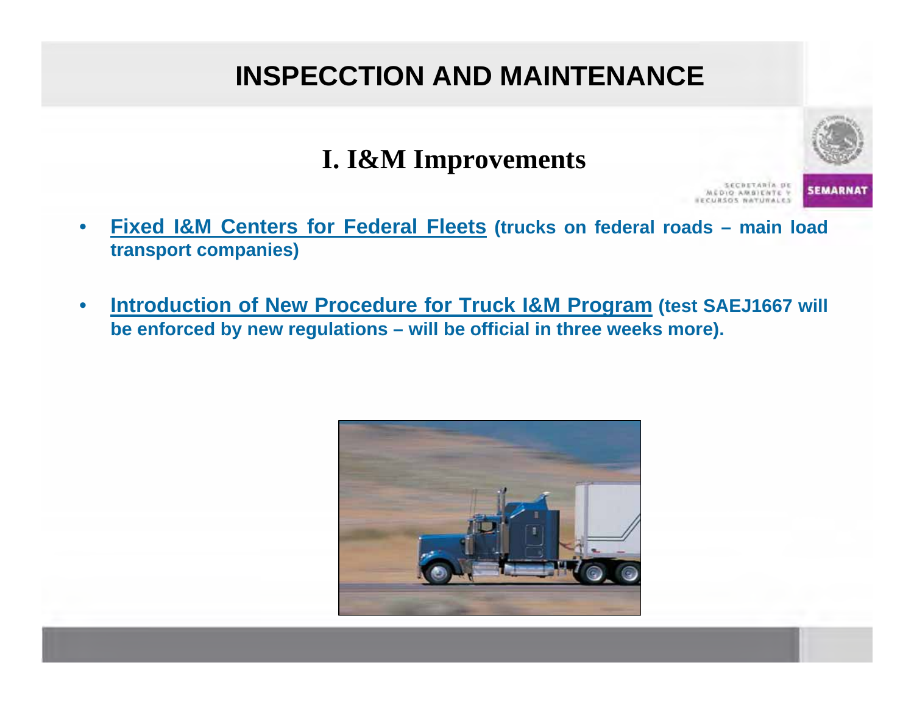# INSPECCTION AND MAINTENANCE

## I. I&M Improvements

- **Fixed I&M Centers for Federal Fleets (trucks on federal roads – main load transport companies)**
- **Introduction of New Procedure for Truck I&M Program (test SAEJ1667 will be enforced by new regulations – will be official in three weeks more).**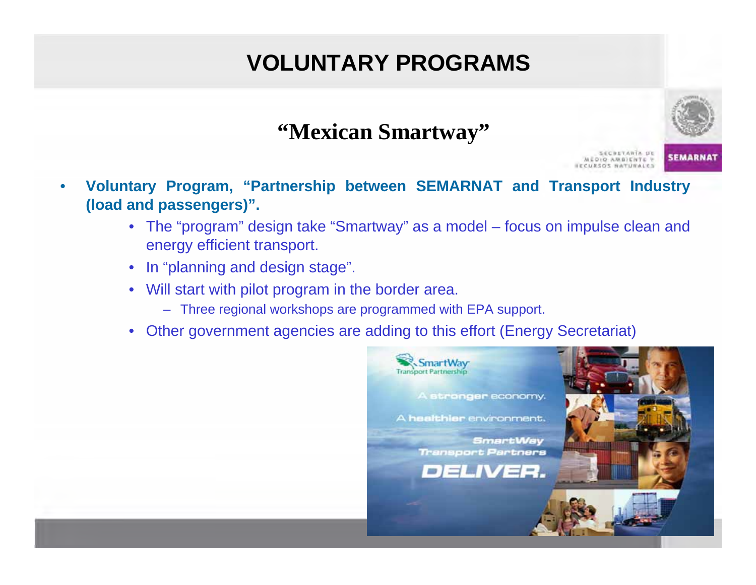# VOLUNTARY PROGRAMS

## "Mexican Smartway"

- **Voluntary Program, "Partnership between SEMARNAT and Transport Industry (load and passengers)".**
  - The "program" design take "Smartway" as a model – focus on impulse clean and energy efficient transport.
  - In "planning and design stage".
  - Will start with pilot program in the border area.
    - Three regional workshops are programmed with EPA support.
  - Other government agencies are adding to this effort (Energy Secretariat)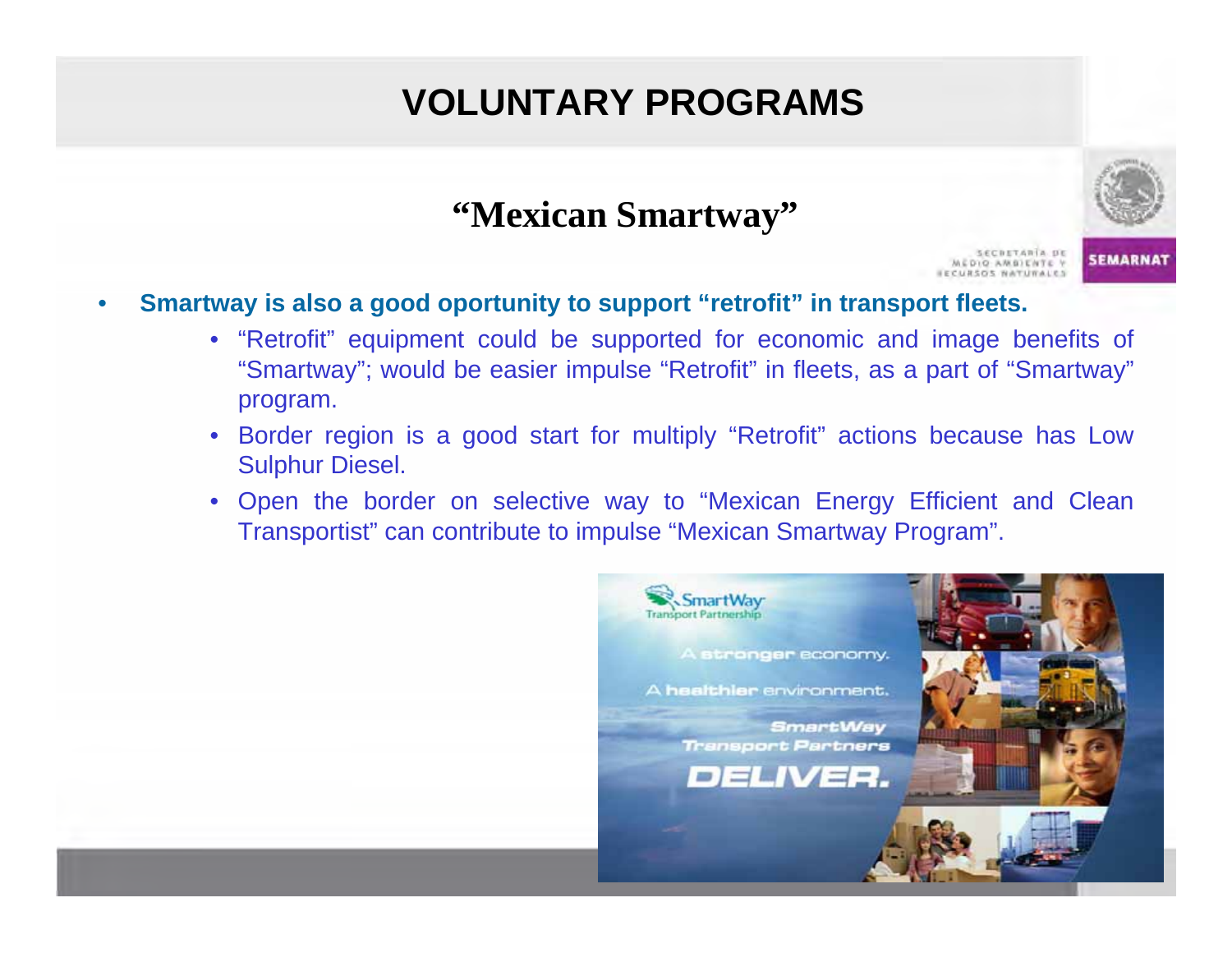# VOLUNTARY PROGRAMS

## "Mexican Smartway"

- **Smartway is also a good oportunity to support "retrofit" in transport fleets.**
  - "Retrofit" equipment could be supported for economic and image benefits of "Smartway"; would be easier impulse "Retrofit" in fleets, as a part of "Smartway" program.
  - Border region is a good start for multiply "Retrofit" actions because has Low Sulphur Diesel.
  - Open the border on selective way to "Mexican Energy Efficient and Clean Transportist" can contribute to impulse "Mexican Smartway Program".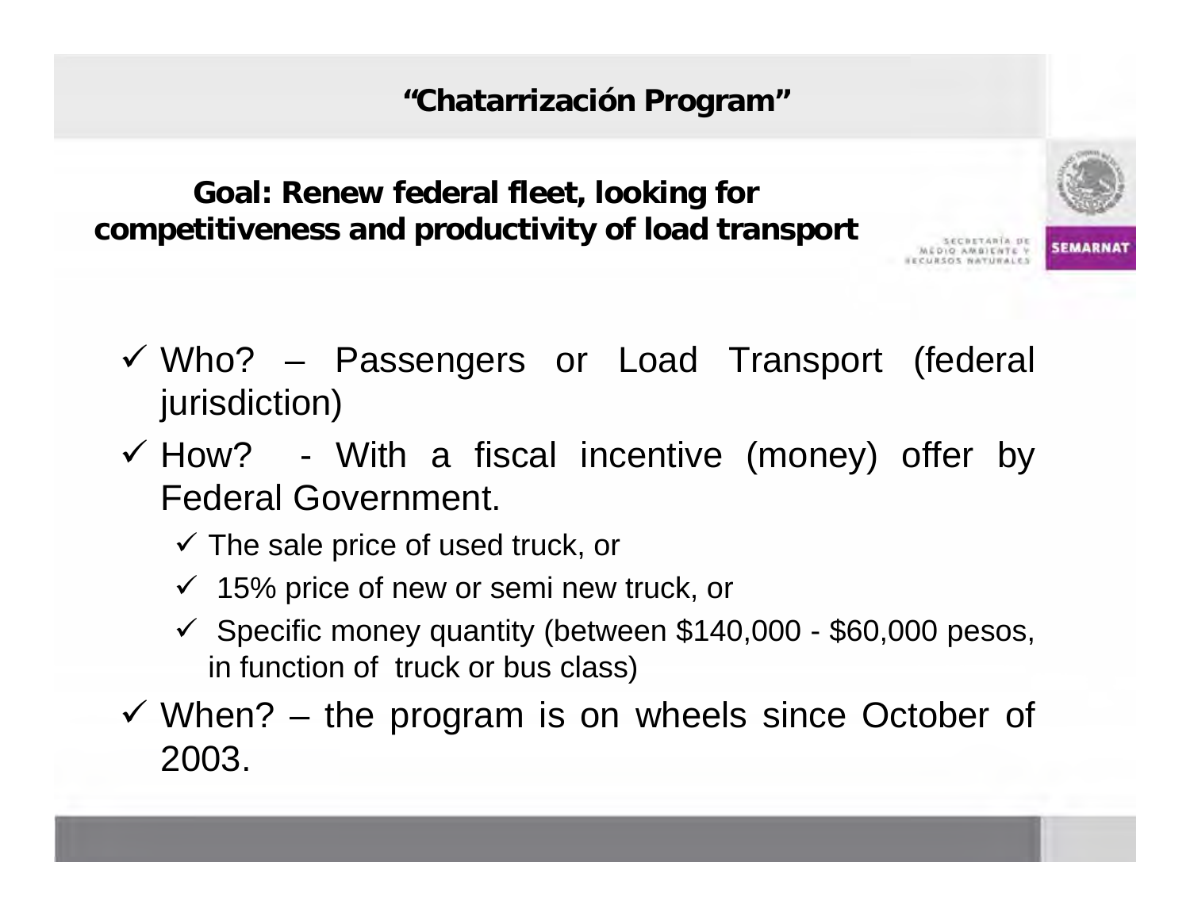# “Chatarrización Program”

**Goal: Renew federal fleet, looking for competitiveness and productivity of load transport**

- ✓ Who? – Passengers or Load Transport (federal jurisdiction)
- ✓ How? - With a fiscal incentive (money) offer by Federal Government.
  - ✓ The sale price of used truck, or
  - ✓ 15% price of new or semi new truck, or
  - ✓ Specific money quantity (between $140,000 - $60,000 pesos, in function of truck or bus class)
- ✓ When? – the program is on wheels since October of 2003.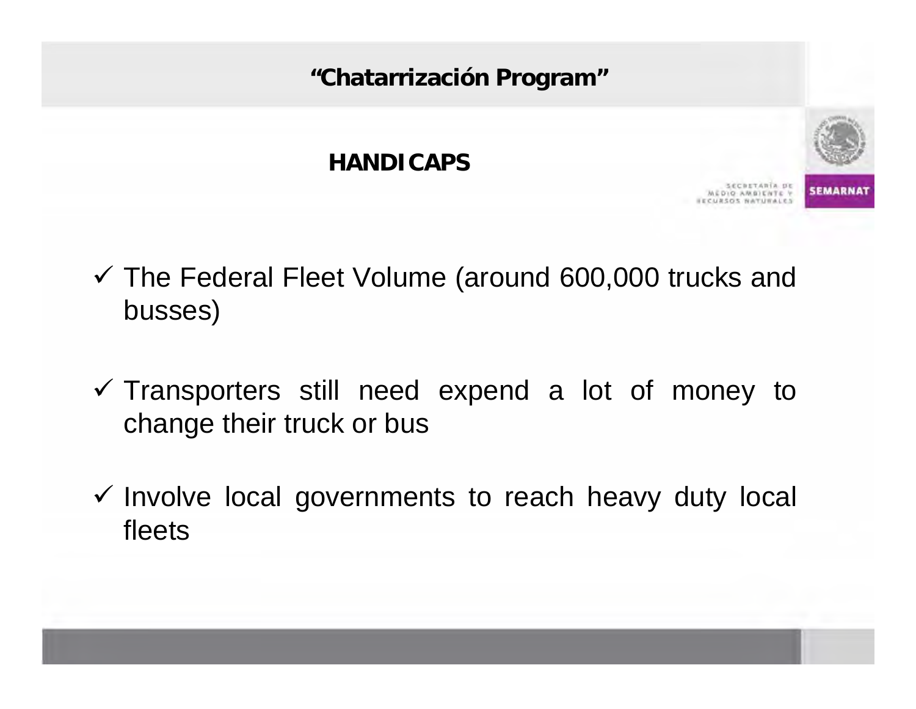# "Chatarrización Program"

## HANDICAPS

SECRETARÍA DE MEDIO AMBIENTE Y RECURSOS NATURALES

SEMARNAT

- ✓ The Federal Fleet Volume (around 600,000 trucks and busses)
- ✓ Transporters still need expend a lot of money to change their truck or bus
- ✓ Involve local governments to reach heavy duty local fleets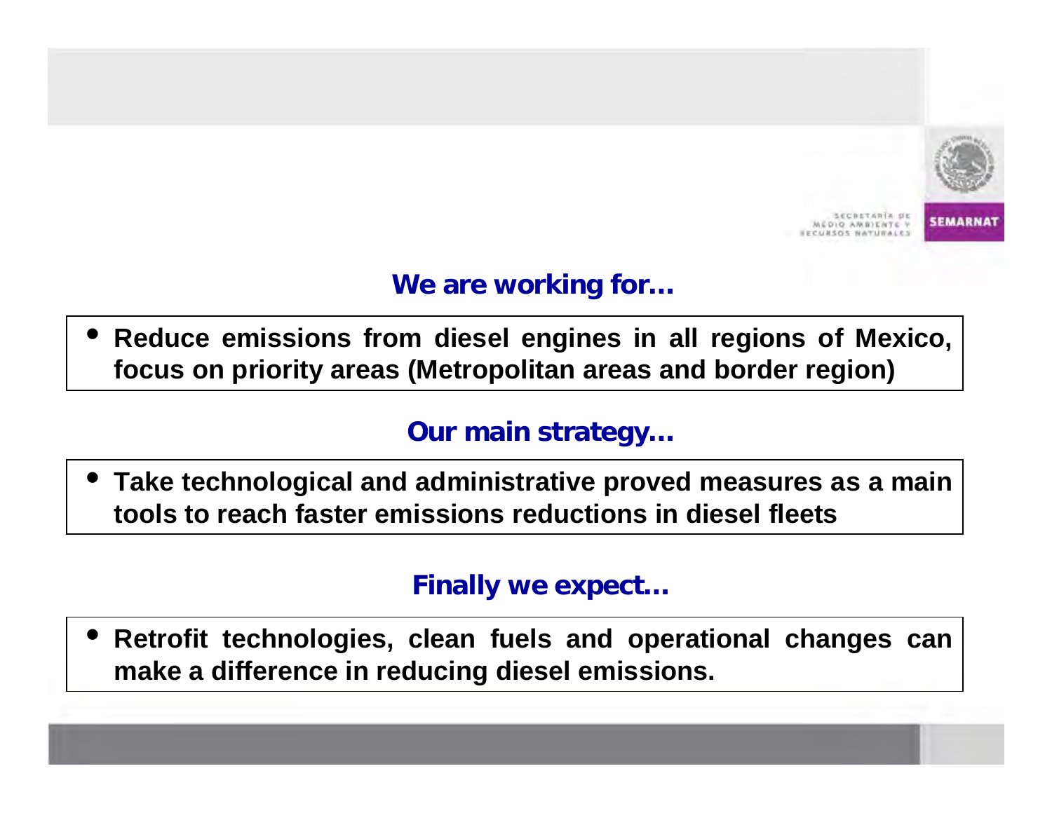## We are working for…

- **Reduce emissions from diesel engines in all regions of Mexico, focus on priority areas (Metropolitan areas and border region)**

## Our main strategy…

- **Take technological and administrative proved measures as a main tools to reach faster emissions reductions in diesel fleets**

## Finally we expect…

- **Retrofit technologies, clean fuels and operational changes can make a difference in reducing diesel emissions.**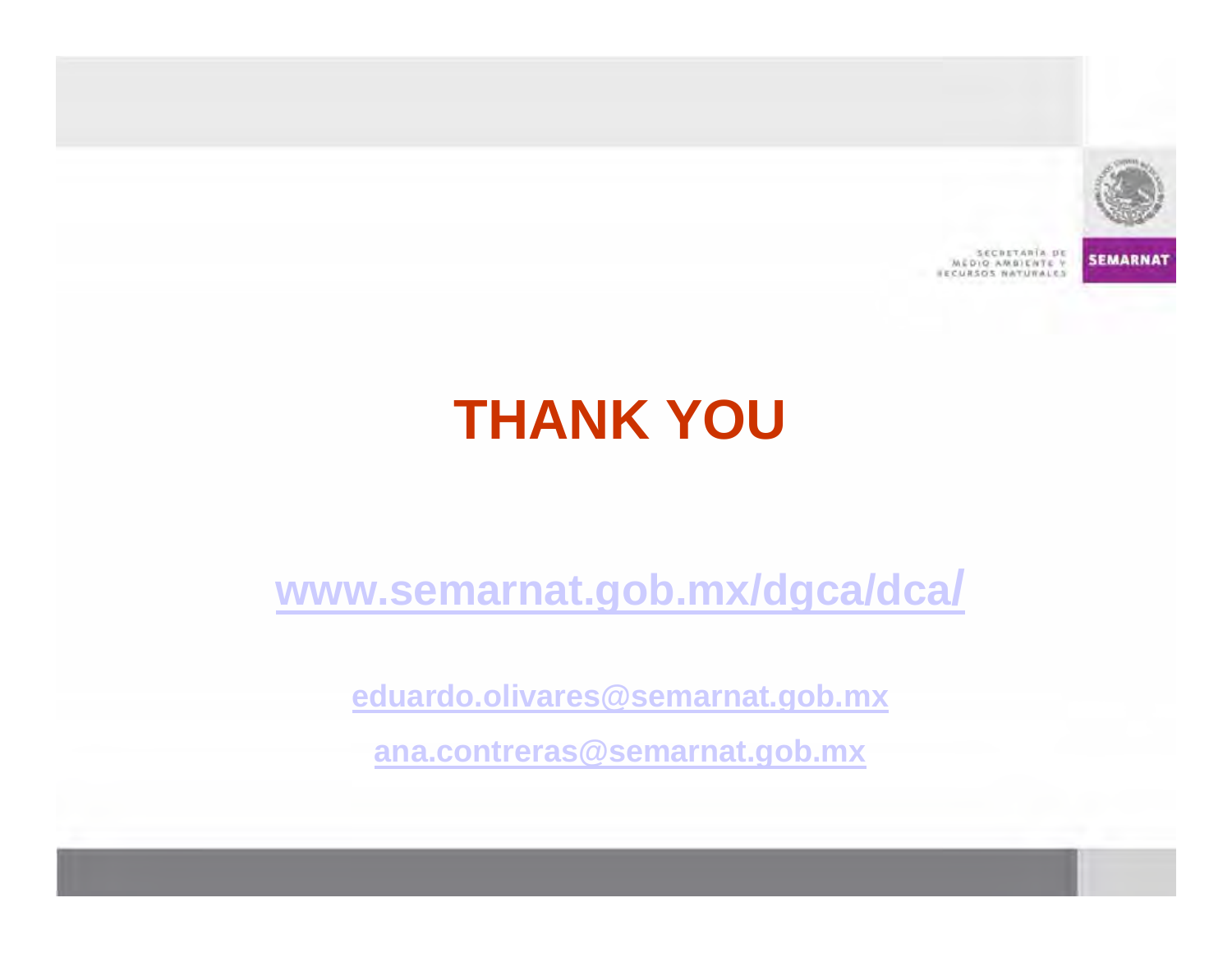SECRETARÍA DE MEDIO AMBIENTE Y RECURSOS NATURALES

SEMARNAT

# THANK YOU

www.semarnat.gob.mx/dgca/dca/

eduardo.olivares@semarnat.gob.mx

ana.contreras@semarnat.gob.mx